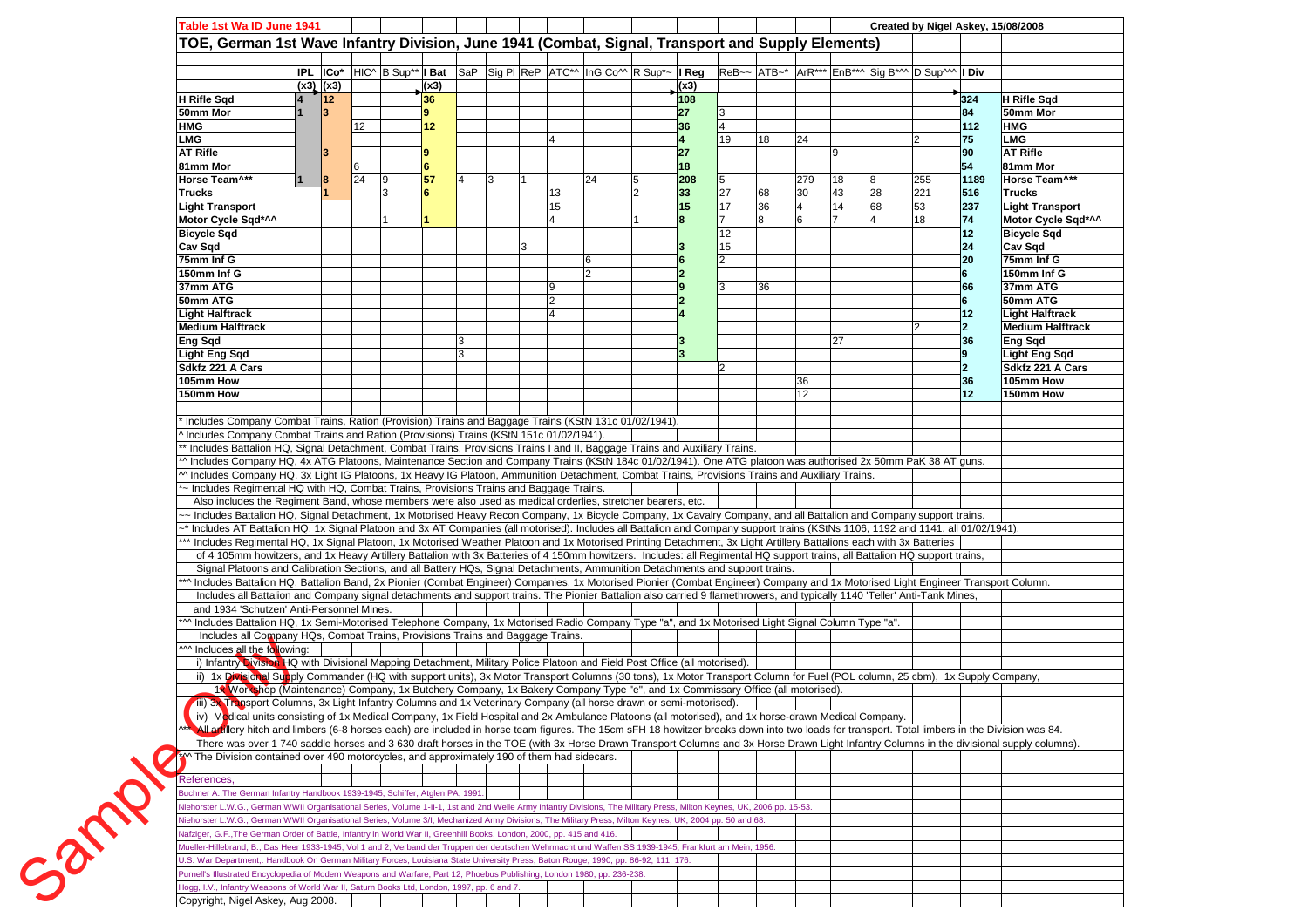**Table 1st Wa ID June 1941** — Created by Nigel Askey, 15/08/2008

## TOE, German 1st Wave Infantry Division, June 1941 (Combat, Signal, Transport and Supply Elements)

| | IPL | ICo* | HIC^ | B Sup** | I Bat | SaP | Sig Pl | ReP | ATC*^ | InG Co^^ | R Sup*~ | I Reg | ReB~~ | ATB~* | ArR*** | EnB**^ | Sig B*^^ | D Sup^^^ | I Div | |
|---|---|---|---|---|---|---|---|---|---|---|---|---|---|---|---|---|---|---|---|---|
| | (x3) | (x3) | | | (x3) | | | | | | | (x3) | | | | | | | | |
| H Rifle Sqd | 4 | 12 | | | 36 | | | | | | | 108 | | | | | | | 324 | H Rifle Sqd |
| 50mm Mor | 1 | 3 | | | 9 | | | | | | | 27 | 3 | | | | | | 84 | 50mm Mor |
| HMG | | | 12 | | 12 | | | | | | | 36 | 4 | | | | | | 112 | HMG |
| LMG | | | | | | | | | 4 | | | 4 | 19 | 18 | 24 | | | 2 | 75 | LMG |
| AT Rifle | | 3 | | | 9 | | | | | | | 27 | | | | 9 | | | 90 | AT Rifle |
| 81mm Mor | | | 6 | | 6 | | | | | | | 18 | | | | | | | 54 | 81mm Mor |
| Horse Team^** | 1 | 8 | 24 | 9 | 57 | 4 | 3 | 1 | | 24 | 5 | 208 | 5 | | 279 | 18 | 8 | 255 | 1189 | Horse Team^** |
| Trucks | | 1 | | 3 | 6 | | | | 13 | | 2 | 33 | 27 | 68 | 30 | 43 | 28 | 221 | 516 | Trucks |
| Light Transport | | | | | | | | | 15 | | | 15 | 17 | 36 | 4 | 14 | 68 | 53 | 237 | Light Transport |
| Motor Cycle Sqd*^^ | | | | 1 | 1 | | | | 4 | | 1 | 8 | 7 | 8 | 6 | 7 | 4 | 18 | 74 | Motor Cycle Sqd*^^ |
| Bicycle Sqd | | | | | | | | | | | | | 12 | | | | | | 12 | Bicycle Sqd |
| Cav Sqd | | | | | | | | 3 | | | | 3 | 15 | | | | | | 24 | Cav Sqd |
| 75mm Inf G | | | | | | | | | | 6 | | 6 | 2 | | | | | | 20 | 75mm Inf G |
| 150mm Inf G | | | | | | | | | | 2 | | 2 | | | | | | | 6 | 150mm Inf G |
| 37mm ATG | | | | | | | | | 9 | | | 9 | 3 | 36 | | | | | 66 | 37mm ATG |
| 50mm ATG | | | | | | | | | 2 | | | 2 | | | | | | | 6 | 50mm ATG |
| Light Halftrack | | | | | | | | | 4 | | | 4 | | | | | | | 12 | Light Halftrack |
| Medium Halftrack | | | | | | | | | | | | | | | | | | 2 | 2 | Medium Halftrack |
| Eng Sqd | | | | | | 3 | | | | | | 3 | | | | 27 | | | 36 | Eng Sqd |
| Light Eng Sqd | | | | | | 3 | | | | | | 3 | | | | | | | 9 | Light Eng Sqd |
| Sdkfz 221 A Cars | | | | | | | | | | | | | 2 | | | | | | 2 | Sdkfz 221 A Cars |
| 105mm How | | | | | | | | | | | | | | | 36 | | | | 36 | 105mm How |
| 150mm How | | | | | | | | | | | | | | | 12 | | | | 12 | 150mm How |

\* Includes Company Combat Trains, Ration (Provision) Trains and Baggage Trains (KStN 131c 01/02/1941).

^ Includes Company Combat Trains and Ration (Provisions) Trains (KStN 151c 01/02/1941).

** Includes Battalion HQ, Signal Detachment, Combat Trains, Provisions Trains I and II, Baggage Trains and Auxiliary Trains.

*^ Includes Company HQ, 4x ATG Platoons, Maintenance Section and Company Trains (KStN 184c 01/02/1941). One ATG platoon was authorised 2x 50mm PaK 38 AT guns.

^^ Includes Company HQ, 3x Light IG Platoons, 1x Heavy IG Platoon, Ammunition Detachment, Combat Trains, Provisions Trains and Auxiliary Trains.

*~ Includes Regimental HQ with HQ, Combat Trains, Provisions Trains and Baggage Trains.
Also includes the Regiment Band, whose members were also used as medical orderlies, stretcher bearers, etc.

~~ Includes Battalion HQ, Signal Detachment, 1x Motorised Heavy Recon Company, 1x Bicycle Company, 1x Cavalry Company, and all Battalion and Company support trains.

~* Includes AT Battalion HQ, 1x Signal Platoon and 3x AT Companies (all motorised). Includes all Battalion and Company support trains (KStNs 1106, 1192 and 1141, all 01/02/1941).

*** Includes Regimental HQ, 1x Signal Platoon, 1x Motorised Weather Platoon and 1x Motorised Printing Detachment, 3x Light Artillery Battalions each with 3x Batteries of 4 105mm howitzers, and 1x Heavy Artillery Battalion with 3x Batteries of 4 150mm howitzers. Includes: all Regimental HQ support trains, all Battalion HQ support trains, Signal Platoons and Calibration Sections, and all Battery HQs, Signal Detachments, Ammunition Detachments and support trains.

**^ Includes Battalion HQ, Battalion Band, 2x Pionier (Combat Engineer) Companies, 1x Motorised Pionier (Combat Engineer) Company and 1x Motorised Light Engineer Transport Column.
Includes all Battalion and Company signal detachments and support trains. The Pionier Battalion also carried 9 flamethrowers, and typically 1140 'Teller' Anti-Tank Mines, and 1934 'Schutzen' Anti-Personnel Mines.

*^^ Includes Battalion HQ, 1x Semi-Motorised Telephone Company, 1x Motorised Radio Company Type "a", and 1x Motorised Light Signal Column Type "a".
Includes all Company HQs, Combat Trains, Provisions Trains and Baggage Trains.

^^^ Includes all the following:
i) Infantry Division HQ with Divisional Mapping Detachment, Military Police Platoon and Field Post Office (all motorised).
ii) 1x Divisional Supply Commander (HQ with support units), 3x Motor Transport Columns (30 tons), 1x Motor Transport Column for Fuel (POL column, 25 cbm), 1x Supply Company, 1x Workshop (Maintenance) Company, 1x Butchery Company, 1x Bakery Company Type "e", and 1x Commissary Office (all motorised).
iii) 3x Transport Columns, 3x Light Infantry Columns and 1x Veterinary Company (all horse drawn or semi-motorised).
iv) Medical units consisting of 1x Medical Company, 1x Field Hospital and 2x Ambulance Platoons (all motorised), and 1x horse-drawn Medical Company.

^** All artillery hitch and limbers (6-8 horses each) are included in horse team figures. The 15cm sFH 18 howitzer breaks down into two loads for transport. Total limbers in the Division was 84.
There was over 1 740 saddle horses and 3 630 draft horses in the TOE (with 3x Horse Drawn Transport Columns and 3x Horse Drawn Light Infantry Columns in the divisional supply columns).

*^^ The Division contained over 490 motorcycles, and approximately 190 of them had sidecars.

References,

Buchner A.,The German Infantry Handbook 1939-1945, Schiffer, Atglen PA, 1991.

Niehorster L.W.G., German WWII Organisational Series, Volume 1-II-1, 1st and 2nd Welle Army Infantry Divisions, The Military Press, Milton Keynes, UK, 2006 pp. 15-53.

Niehorster L.W.G., German WWII Organisational Series, Volume 3/I, Mechanized Army Divisions, The Military Press, Milton Keynes, UK, 2004 pp. 50 and 68.

Nafziger, G.F.,The German Order of Battle, Infantry in World War II, Greenhill Books, London, 2000, pp. 415 and 416.

Mueller-Hillebrand, B., Das Heer 1933-1945, Vol 1 and 2, Verband der Truppen der deutschen Wehrmacht und Waffen SS 1939-1945, Frankfurt am Mein, 1956.

U.S. War Department,. Handbook On German Military Forces, Louisiana State University Press, Baton Rouge, 1990, pp. 86-92, 111, 176.

Purnell's Illustrated Encyclopedia of Modern Weapons and Warfare, Part 12, Phoebus Publishing, London 1980, pp. 236-238.

Hogg, I.V., Infantry Weapons of World War II, Saturn Books Ltd, London, 1997, pp. 6 and 7.

Copyright, Nigel Askey, Aug 2008.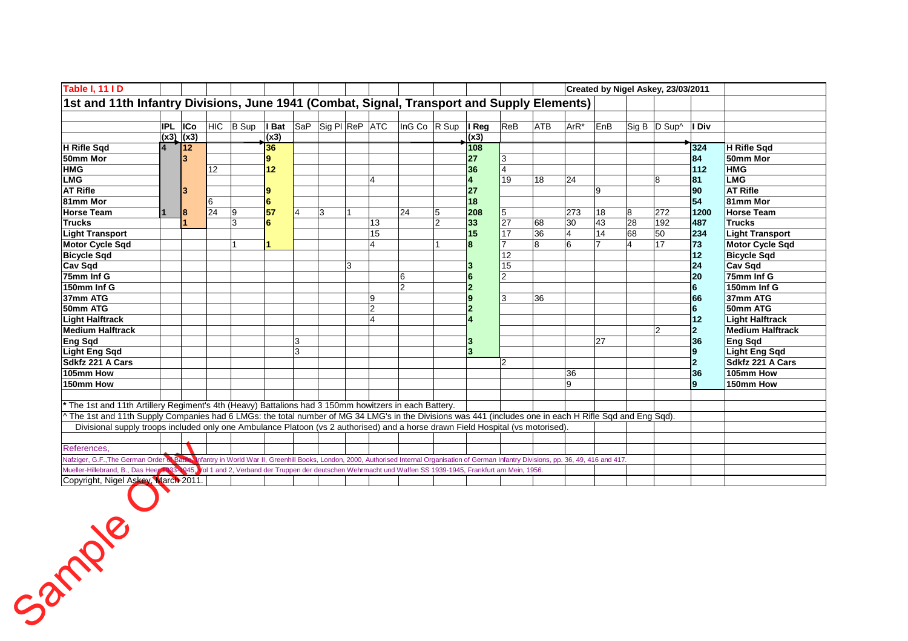**Table I, 11 I D** — Created by Nigel Askey, 23/03/2011

## 1st and 11th Infantry Divisions, June 1941 (Combat, Signal, Transport and Supply Elements)

| | IPL | ICo | HIC | B Sup | I Bat | SaP | Sig Pl | ReP | ATC | InG Co | R Sup | I Reg | ReB | ATB | ArR* | EnB | Sig B | D Sup^ | I Div | |
|---|---|---|---|---|---|---|---|---|---|---|---|---|---|---|---|---|---|---|---|---|
| | (x3) | (x3) | | | (x3) | | | | | | | (x3) | | | | | | | | |
| **H Rifle Sqd** | 4 | 12 | | | 36 | | | | | | | 108 | | | | | | | 324 | **H Rifle Sqd** |
| **50mm Mor** | | 3 | | | 9 | | | | | | | 27 | 3 | | | | | | 84 | **50mm Mor** |
| **HMG** | | | 12 | | 12 | | | | | | | 36 | 4 | | | | | | 112 | **HMG** |
| **LMG** | | | | | | | | | 4 | | | 4 | 19 | 18 | 24 | | | 8 | 81 | **LMG** |
| **AT Rifle** | | 3 | | | 9 | | | | | | | 27 | | | | 9 | | | 90 | **AT Rifle** |
| **81mm Mor** | | | 6 | | 6 | | | | | | | 18 | | | | | | | 54 | **81mm Mor** |
| **Horse Team** | 1 | 8 | 24 | 9 | 57 | 4 | 3 | 1 | | 24 | 5 | 208 | 5 | | 273 | 18 | 8 | 272 | 1200 | **Horse Team** |
| **Trucks** | | 1 | | 3 | 6 | | | | 13 | | 2 | 33 | 27 | 68 | 30 | 43 | 28 | 192 | 487 | **Trucks** |
| **Light Transport** | | | | | | | | | 15 | | | 15 | 17 | 36 | 4 | 14 | 68 | 50 | 234 | **Light Transport** |
| **Motor Cycle Sqd** | | | | 1 | 1 | | | | 4 | | 1 | 8 | 7 | 8 | 6 | 7 | 4 | 17 | 73 | **Motor Cycle Sqd** |
| **Bicycle Sqd** | | | | | | | | | | | | | 12 | | | | | | 12 | **Bicycle Sqd** |
| **Cav Sqd** | | | | | | | | 3 | | | | 3 | 15 | | | | | | 24 | **Cav Sqd** |
| **75mm Inf G** | | | | | | | | | | 6 | | 6 | 2 | | | | | | 20 | **75mm Inf G** |
| **150mm Inf G** | | | | | | | | | | 2 | | 2 | | | | | | | 6 | **150mm Inf G** |
| **37mm ATG** | | | | | | | | | 9 | | | 9 | 3 | 36 | | | | | 66 | **37mm ATG** |
| **50mm ATG** | | | | | | | | | 2 | | | 2 | | | | | | | 6 | **50mm ATG** |
| **Light Halftrack** | | | | | | | | | 4 | | | 4 | | | | | | | 12 | **Light Halftrack** |
| **Medium Halftrack** | | | | | | | | | | | | | | | | | | 2 | 2 | **Medium Halftrack** |
| **Eng Sqd** | | | | | | 3 | | | | | | 3 | | | | 27 | | | 36 | **Eng Sqd** |
| **Light Eng Sqd** | | | | | | 3 | | | | | | 3 | | | | | | | 9 | **Light Eng Sqd** |
| **Sdkfz 221 A Cars** | | | | | | | | | | | | | 2 | | | | | | 2 | **Sdkfz 221 A Cars** |
| **105mm How** | | | | | | | | | | | | | | | 36 | | | | 36 | **105mm How** |
| **150mm How** | | | | | | | | | | | | | | | 9 | | | | 9 | **150mm How** |

\* The 1st and 11th Artillery Regiment's 4th (Heavy) Battalions had 3 150mm howitzers in each Battery.

^ The 1st and 11th Supply Companies had 6 LMGs: the total number of MG 34 LMG's in the Divisions was 441 (includes one in each H Rifle Sqd and Eng Sqd).

Divisional supply troops included only one Ambulance Platoon (vs 2 authorised) and a horse drawn Field Hospital (vs motorised).

References,

Nafziger, G.F.,The German Order of Battle, Infantry in World War II, Greenhill Books, London, 2000, Authorised Internal Organisation of German Infantry Divisions, pp. 36, 49, 416 and 417.

Mueller-Hillebrand, B., Das Heer 1933-1945, Vol 1 and 2, Verband der Truppen der deutschen Wehrmacht und Waffen SS 1939-1945, Frankfurt am Mein, 1956.

Copyright, Nigel Askey, March 2011.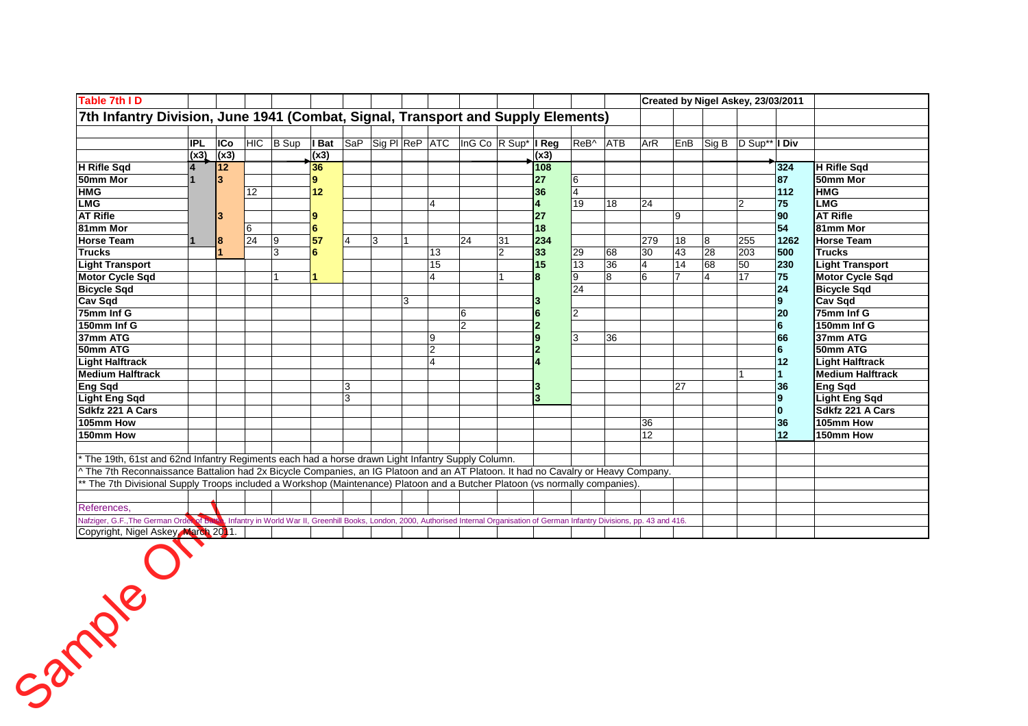**Table 7th I D**

**Created by Nigel Askey, 23/03/2011**

## 7th Infantry Division, June 1941 (Combat, Signal, Transport and Supply Elements)

| | IPL | ICo | HIC | B Sup | I Bat | SaP | Sig Pl | ReP | ATC | InG Co | R Sup* | I Reg | ReB^ | ATB | ArR | EnB | Sig B | D Sup** | I Div | |
|---|---|---|---|---|---|---|---|---|---|---|---|---|---|---|---|---|---|---|---|---|
| | (x3) | (x3) | | | (x3) | | | | | | | (x3) | | | | | | | | |
| H Rifle Sqd | 4 | 12 | | | 36 | | | | | | | 108 | | | | | | | 324 | H Rifle Sqd |
| 50mm Mor | 1 | 3 | | | 9 | | | | | | | 27 | 6 | | | | | | 87 | 50mm Mor |
| HMG | | | 12 | | 12 | | | | | | | 36 | 4 | | | | | | 112 | HMG |
| LMG | | | | | | | | | 4 | | | 4 | 19 | 18 | 24 | | | 2 | 75 | LMG |
| AT Rifle | | 3 | | | 9 | | | | | | | 27 | | | | 9 | | | 90 | AT Rifle |
| 81mm Mor | | | 6 | | 6 | | | | | | | 18 | | | | | | | 54 | 81mm Mor |
| Horse Team | 1 | 8 | 24 | 9 | 57 | 4 | 3 | 1 | | 24 | 31 | 234 | | | 279 | 18 | 8 | 255 | 1262 | Horse Team |
| Trucks | | 1 | | 3 | 6 | | | | 13 | | 2 | 33 | 29 | 68 | 30 | 43 | 28 | 203 | 500 | Trucks |
| Light Transport | | | | | | | | | 15 | | | 15 | 13 | 36 | 4 | 14 | 68 | 50 | 230 | Light Transport |
| Motor Cycle Sqd | | | | 1 | 1 | | | | 4 | | 1 | 8 | 9 | 8 | 6 | 7 | 4 | 17 | 75 | Motor Cycle Sqd |
| Bicycle Sqd | | | | | | | | | | | | | 24 | | | | | | 24 | Bicycle Sqd |
| Cav Sqd | | | | | | | | 3 | | | | 3 | | | | | | | 9 | Cav Sqd |
| 75mm Inf G | | | | | | | | | | 6 | | 6 | 2 | | | | | | 20 | 75mm Inf G |
| 150mm Inf G | | | | | | | | | | 2 | | 2 | | | | | | | 6 | 150mm Inf G |
| 37mm ATG | | | | | | | | | 9 | | | 9 | 3 | 36 | | | | | 66 | 37mm ATG |
| 50mm ATG | | | | | | | | | 2 | | | 2 | | | | | | | 6 | 50mm ATG |
| Light Halftrack | | | | | | | | | 4 | | | 4 | | | | | | | 12 | Light Halftrack |
| Medium Halftrack | | | | | | | | | | | | | | | | | | 1 | 1 | Medium Halftrack |
| Eng Sqd | | | | | | 3 | | | | | | 3 | | | | 27 | | | 36 | Eng Sqd |
| Light Eng Sqd | | | | | | 3 | | | | | | 3 | | | | | | | 9 | Light Eng Sqd |
| Sdkfz 221 A Cars | | | | | | | | | | | | | | | | | | | 0 | Sdkfz 221 A Cars |
| 105mm How | | | | | | | | | | | | | | | 36 | | | | 36 | 105mm How |
| 150mm How | | | | | | | | | | | | | | | 12 | | | | 12 | 150mm How |

* The 19th, 61st and 62nd Infantry Regiments each had a horse drawn Light Infantry Supply Column.

^ The 7th Reconnaissance Battalion had 2x Bicycle Companies, an IG Platoon and an AT Platoon. It had no Cavalry or Heavy Company.

** The 7th Divisional Supply Troops included a Workshop (Maintenance) Platoon and a Butcher Platoon (vs normally companies).

References,

Nafziger, G.F.,The German Order of Battle, Infantry in World War II, Greenhill Books, London, 2000, Authorised Internal Organisation of German Infantry Divisions, pp. 43 and 416.

Copyright, Nigel Askey, March 2011.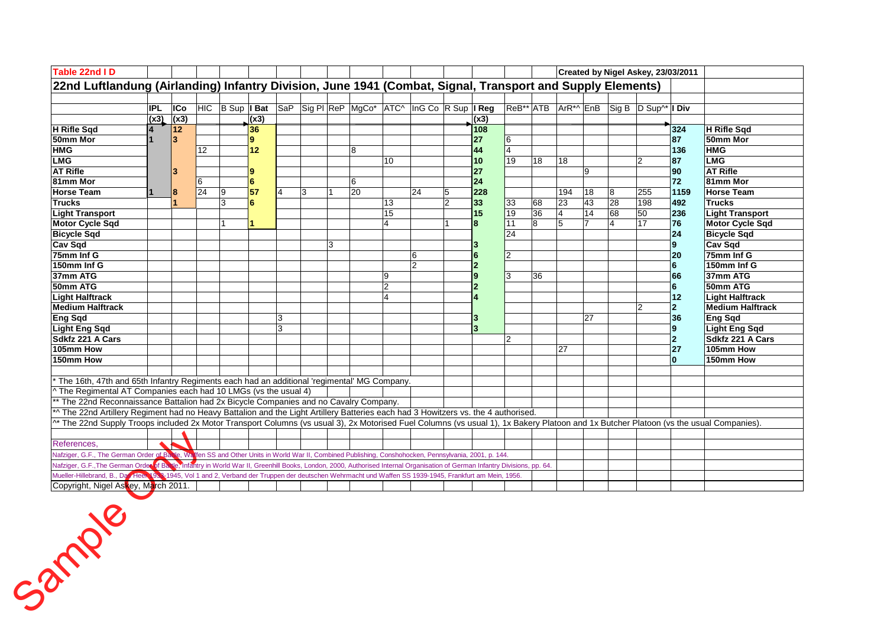**Table 22nd I D** — Created by Nigel Askey, 23/03/2011

## 22nd Luftlandung (Airlanding) Infantry Division, June 1941 (Combat, Signal, Transport and Supply Elements)

| | IPL | ICo | HIC | B Sup | I Bat | SaP | Sig Pl | ReP | MgCo* | ATC^ | InG Co | R Sup | I Reg | ReB** | ATB | ArR*^ | EnB | Sig B | D Sup^* | I Div | |
|---|---|---|---|---|---|---|---|---|---|---|---|---|---|---|---|---|---|---|---|---|---|
| | (x3) | (x3) | | | (x3) | | | | | | | | (x3) | | | | | | | | |
| **H Rifle Sqd** | 4 | 12 | | | 36 | | | | | | | | 108 | | | | | | | 324 | **H Rifle Sqd** |
| **50mm Mor** | 1 | 3 | | | 9 | | | | | | | | 27 | 6 | | | | | | 87 | **50mm Mor** |
| **HMG** | | | 12 | | 12 | | | | 8 | | | | 44 | 4 | | | | | | 136 | **HMG** |
| **LMG** | | | | | | | | | | 10 | | | 10 | 19 | 18 | 18 | | | 2 | 87 | **LMG** |
| **AT Rifle** | | 3 | | | 9 | | | | | | | | 27 | | | | 9 | | | 90 | **AT Rifle** |
| **81mm Mor** | | | 6 | | 6 | | | | 6 | | | | 24 | | | | | | | 72 | **81mm Mor** |
| **Horse Team** | 1 | 8 | 24 | 9 | 57 | 4 | 3 | 1 | 20 | | 24 | 5 | 228 | | | 194 | 18 | 8 | 255 | 1159 | **Horse Team** |
| **Trucks** | | 1 | | 3 | 6 | | | | | 13 | | 2 | 33 | 33 | 68 | 23 | 43 | 28 | 198 | 492 | **Trucks** |
| **Light Transport** | | | | | | | | | | 15 | | | 15 | 19 | 36 | 4 | 14 | 68 | 50 | 236 | **Light Transport** |
| **Motor Cycle Sqd** | | | | 1 | 1 | | | | | 4 | | 1 | 8 | 11 | 8 | 5 | 7 | 4 | 17 | 76 | **Motor Cycle Sqd** |
| **Bicycle Sqd** | | | | | | | | | | | | | | 24 | | | | | | 24 | **Bicycle Sqd** |
| **Cav Sqd** | | | | | | | | 3 | | | | | 3 | | | | | | | 9 | **Cav Sqd** |
| **75mm Inf G** | | | | | | | | | | | 6 | | 6 | 2 | | | | | | 20 | **75mm Inf G** |
| **150mm Inf G** | | | | | | | | | | | 2 | | 2 | | | | | | | 6 | **150mm Inf G** |
| **37mm ATG** | | | | | | | | | | 9 | | | 9 | 3 | 36 | | | | | 66 | **37mm ATG** |
| **50mm ATG** | | | | | | | | | | 2 | | | 2 | | | | | | | 6 | **50mm ATG** |
| **Light Halftrack** | | | | | | | | | | 4 | | | 4 | | | | | | | 12 | **Light Halftrack** |
| **Medium Halftrack** | | | | | | | | | | | | | | | | | | | 2 | 2 | **Medium Halftrack** |
| **Eng Sqd** | | | | | | 3 | | | | | | | 3 | | | | 27 | | | 36 | **Eng Sqd** |
| **Light Eng Sqd** | | | | | | 3 | | | | | | | 3 | | | | | | | 9 | **Light Eng Sqd** |
| **Sdkfz 221 A Cars** | | | | | | | | | | | | | | 2 | | | | | | 2 | **Sdkfz 221 A Cars** |
| **105mm How** | | | | | | | | | | | | | | | | 27 | | | | 27 | **105mm How** |
| **150mm How** | | | | | | | | | | | | | | | | | | | | 0 | **150mm How** |

\* The 16th, 47th and 65th Infantry Regiments each had an additional 'regimental' MG Company.
^ The Regimental AT Companies each had 10 LMGs (vs the usual 4)
** The 22nd Reconnaissance Battalion had 2x Bicycle Companies and no Cavalry Company.
*^ The 22nd Artillery Regiment had no Heavy Battalion and the Light Artillery Batteries each had 3 Howitzers vs. the 4 authorised.
^* The 22nd Supply Troops included 2x Motor Transport Columns (vs usual 3), 2x Motorised Fuel Columns (vs usual 1), 1x Bakery Platoon and 1x Butcher Platoon (vs the usual Companies).

References,
Nafziger, G.F., The German Order of Battle, Waffen SS and Other Units in World War II, Combined Publishing, Conshohocken, Pennsylvania, 2001, p. 144.
Nafziger, G.F.,The German Order of Battle, Infantry in World War II, Greenhill Books, London, 2000, Authorised Internal Organisation of German Infantry Divisions, pp. 64.
Mueller-Hillebrand, B., Das Heer 1933-1945, Vol 1 and 2, Verband der Truppen der deutschen Wehrmacht und Waffen SS 1939-1945, Frankfurt am Mein, 1956.
Copyright, Nigel Askey, March 2011.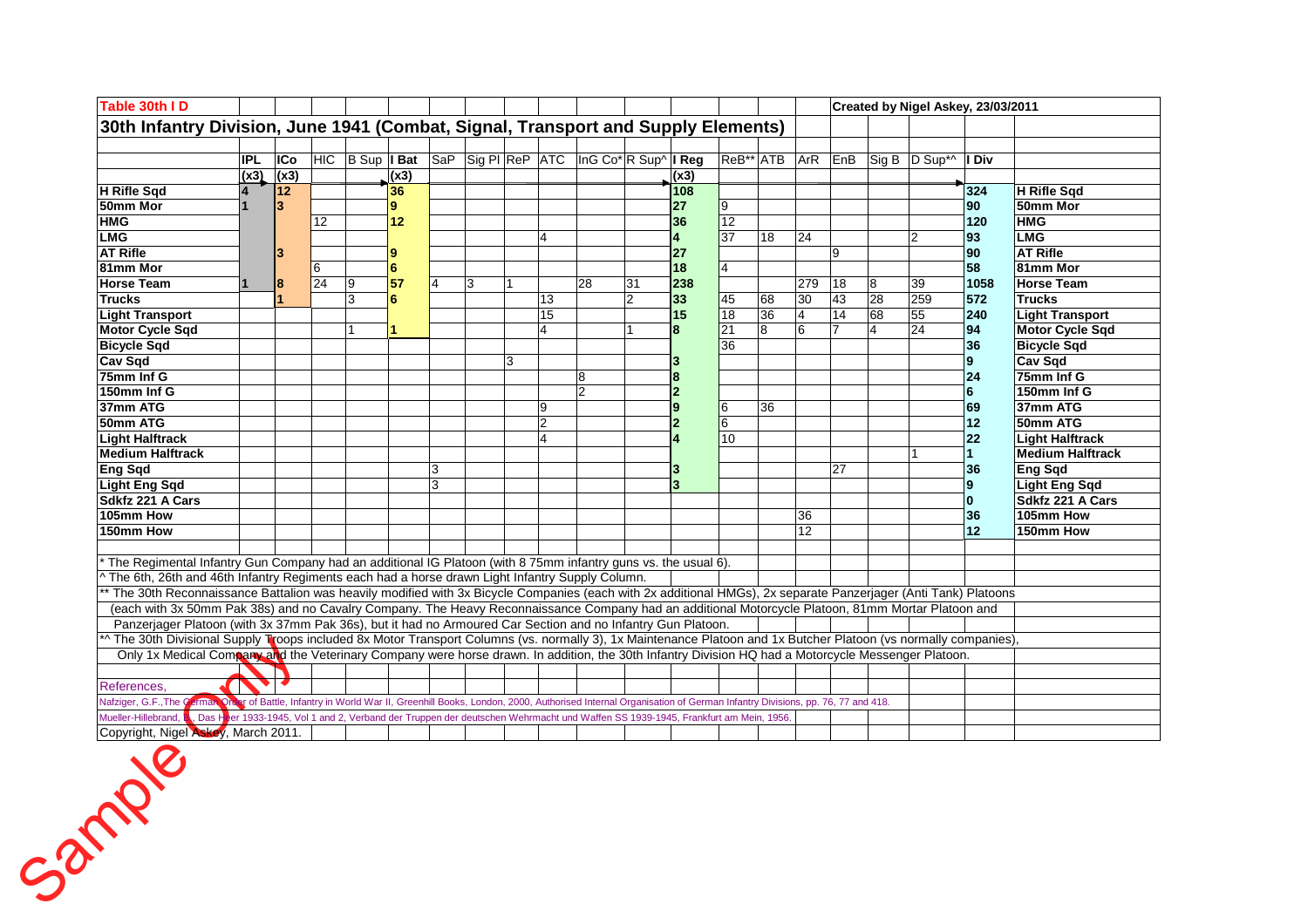**Table 30th I D** — Created by Nigel Askey, 23/03/2011

## 30th Infantry Division, June 1941 (Combat, Signal, Transport and Supply Elements)

| | IPL | ICo | HIC | B Sup | I Bat | SaP | Sig Pl | ReP | ATC | InG Co* | R Sup^ | I Reg | ReB** | ATB | ArR | EnB | Sig B | D Sup*^ | I Div | |
|---|---|---|---|---|---|---|---|---|---|---|---|---|---|---|---|---|---|---|---|---|
| | (x3) | (x3) | | | (x3) | | | | | | | (x3) | | | | | | | | |
| **H Rifle Sqd** | 4 | 12 | | | 36 | | | | | | | 108 | | | | | | | 324 | **H Rifle Sqd** |
| **50mm Mor** | 1 | 3 | | | 9 | | | | | | | 27 | 9 | | | | | | 90 | **50mm Mor** |
| **HMG** | | | 12 | | 12 | | | | | | | 36 | 12 | | | | | | 120 | **HMG** |
| **LMG** | | | | | | | | | 4 | | | 4 | 37 | 18 | 24 | | | 2 | 93 | **LMG** |
| **AT Rifle** | | 3 | | | 9 | | | | | | | 27 | | | | 9 | | | 90 | **AT Rifle** |
| **81mm Mor** | | | 6 | | 6 | | | | | | | 18 | 4 | | | | | | 58 | **81mm Mor** |
| **Horse Team** | 1 | 8 | 24 | 9 | 57 | 4 | 3 | 1 | | 28 | 31 | 238 | | | 279 | 18 | 8 | 39 | 1058 | **Horse Team** |
| **Trucks** | | 1 | | 3 | 6 | | | | 13 | | 2 | 33 | 45 | 68 | 30 | 43 | 28 | 259 | 572 | **Trucks** |
| **Light Transport** | | | | | | | | | 15 | | | 15 | 18 | 36 | 4 | 14 | 68 | 55 | 240 | **Light Transport** |
| **Motor Cycle Sqd** | | | | 1 | 1 | | | | 4 | | 1 | 8 | 21 | 8 | 6 | 7 | 4 | 24 | 94 | **Motor Cycle Sqd** |
| **Bicycle Sqd** | | | | | | | | | | | | | 36 | | | | | | 36 | **Bicycle Sqd** |
| **Cav Sqd** | | | | | | | | 3 | | | | 3 | | | | | | | 9 | **Cav Sqd** |
| **75mm Inf G** | | | | | | | | | | 8 | | 8 | | | | | | | 24 | **75mm Inf G** |
| **150mm Inf G** | | | | | | | | | | 2 | | 2 | | | | | | | 6 | **150mm Inf G** |
| **37mm ATG** | | | | | | | | | 9 | | | 9 | 6 | 36 | | | | | 69 | **37mm ATG** |
| **50mm ATG** | | | | | | | | | 2 | | | 2 | 6 | | | | | | 12 | **50mm ATG** |
| **Light Halftrack** | | | | | | | | | 4 | | | 4 | 10 | | | | | | 22 | **Light Halftrack** |
| **Medium Halftrack** | | | | | | | | | | | | | | | | | | 1 | 1 | **Medium Halftrack** |
| **Eng Sqd** | | | | | | 3 | | | | | | 3 | | | | 27 | | | 36 | **Eng Sqd** |
| **Light Eng Sqd** | | | | | | 3 | | | | | | 3 | | | | | | | 9 | **Light Eng Sqd** |
| **Sdkfz 221 A Cars** | | | | | | | | | | | | | | | | | | | 0 | **Sdkfz 221 A Cars** |
| **105mm How** | | | | | | | | | | | | | | | 36 | | | | 36 | **105mm How** |
| **150mm How** | | | | | | | | | | | | | | | 12 | | | | 12 | **150mm How** |

\* The Regimental Infantry Gun Company had an additional IG Platoon (with 8 75mm infantry guns vs. the usual 6).

^ The 6th, 26th and 46th Infantry Regiments each had a horse drawn Light Infantry Supply Column.

** The 30th Reconnaissance Battalion was heavily modified with 3x Bicycle Companies (each with 2x additional HMGs), 2x separate Panzerjager (Anti Tank) Platoons (each with 3x 50mm Pak 38s) and no Cavalry Company. The Heavy Reconnaissance Company had an additional Motorcycle Platoon, 81mm Mortar Platoon and Panzerjager Platoon (with 3x 37mm Pak 36s), but it had no Armoured Car Section and no Infantry Gun Platoon.

*^ The 30th Divisional Supply Troops included 8x Motor Transport Columns (vs. normally 3), 1x Maintenance Platoon and 1x Butcher Platoon (vs normally companies), Only 1x Medical Company and the Veterinary Company were horse drawn. In addition, the 30th Infantry Division HQ had a Motorcycle Messenger Platoon.

References,

Nafziger, G.F.,The German Order of Battle, Infantry in World War II, Greenhill Books, London, 2000, Authorised Internal Organisation of German Infantry Divisions, pp. 76, 77 and 418.

Mueller-Hillebrand, B., Das Heer 1933-1945, Vol 1 and 2, Verband der Truppen der deutschen Wehrmacht und Waffen SS 1939-1945, Frankfurt am Mein, 1956.

Copyright, Nigel Askey, March 2011.